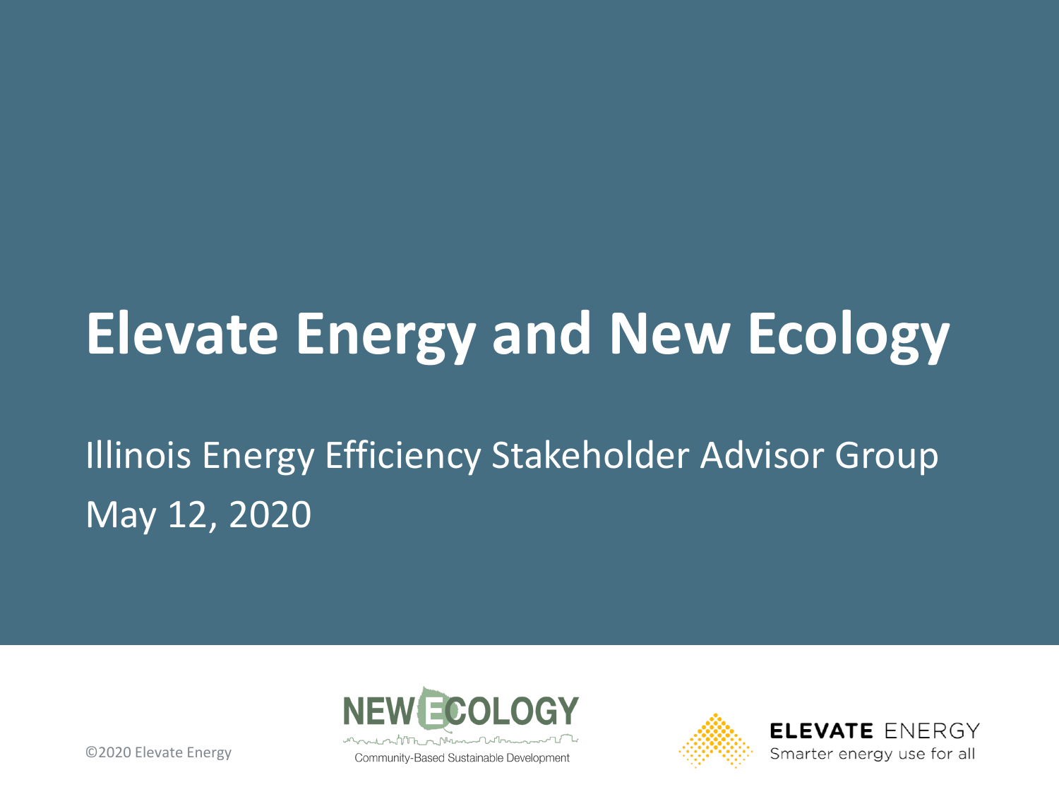# Elevate Energy and New Ecology

Illinois Energy Efficiency Stakeholder Advisor Group

May 12, 2020

NEW ECOLOGY

Community-Based Sustainable Development

ELEVATE ENERGY

Smarter energy use for all

©2020 Elevate Energy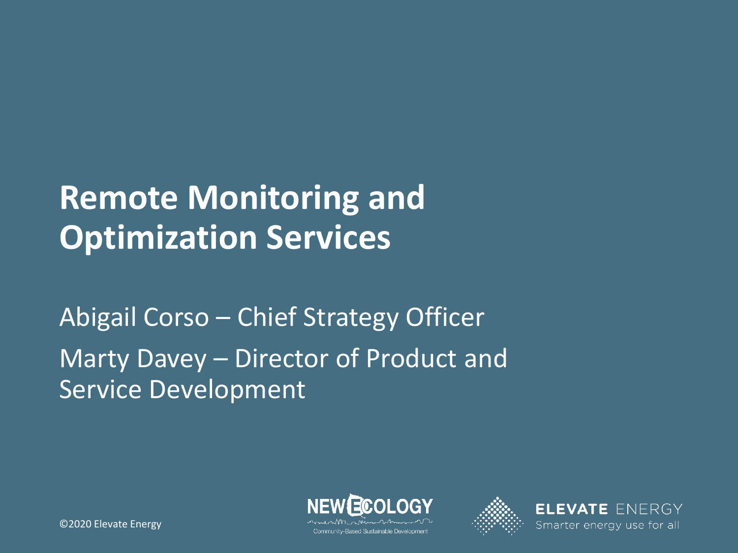# Remote Monitoring and Optimization Services

Abigail Corso – Chief Strategy Officer

Marty Davey – Director of Product and Service Development

©2020 Elevate Energy

NEW ECOLOGY
Community-Based Sustainable Development

ELEVATE ENERGY
Smarter energy use for all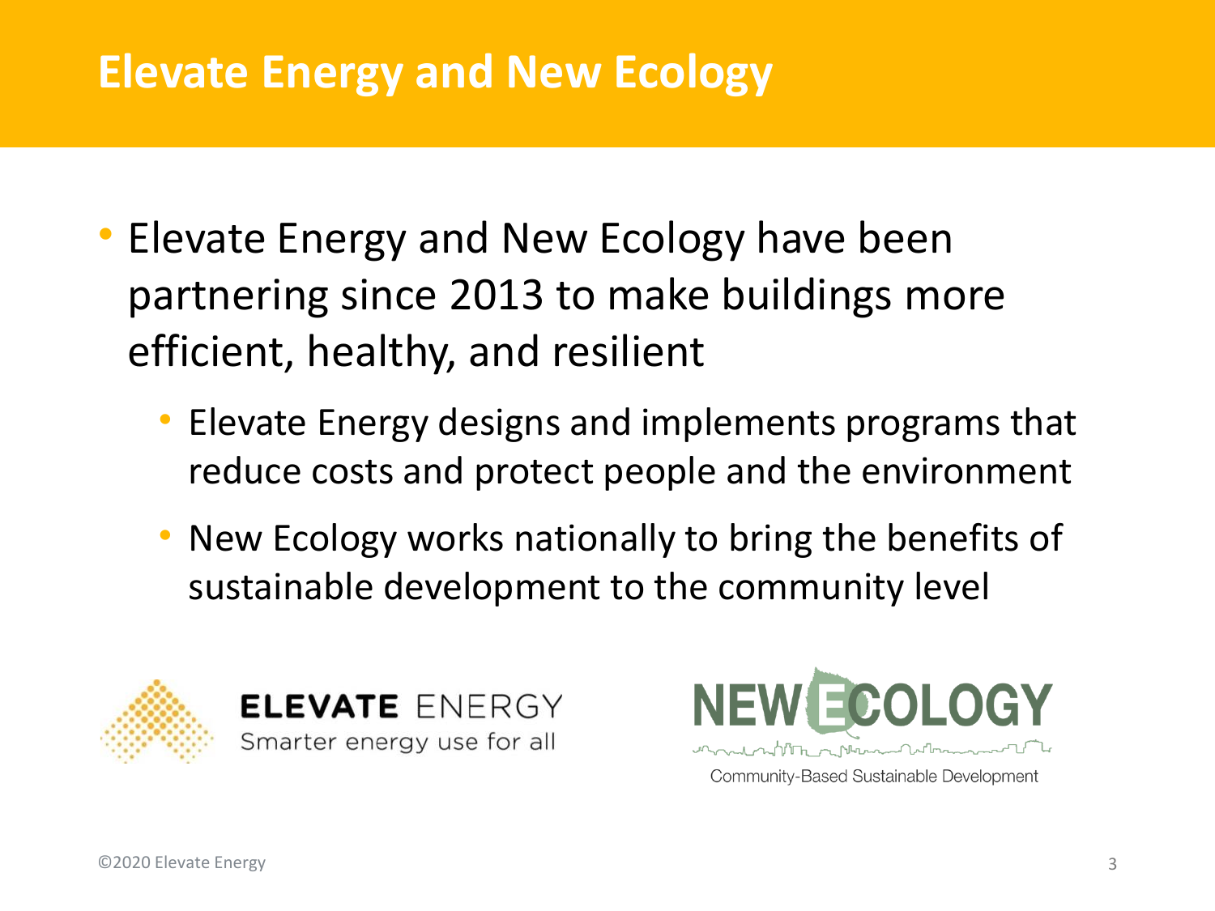# Elevate Energy and New Ecology

- Elevate Energy and New Ecology have been partnering since 2013 to make buildings more efficient, healthy, and resilient
  - Elevate Energy designs and implements programs that reduce costs and protect people and the environment
  - New Ecology works nationally to bring the benefits of sustainable development to the community level

ELEVATE ENERGY
Smarter energy use for all

NEW ECOLOGY
Community-Based Sustainable Development

©2020 Elevate Energy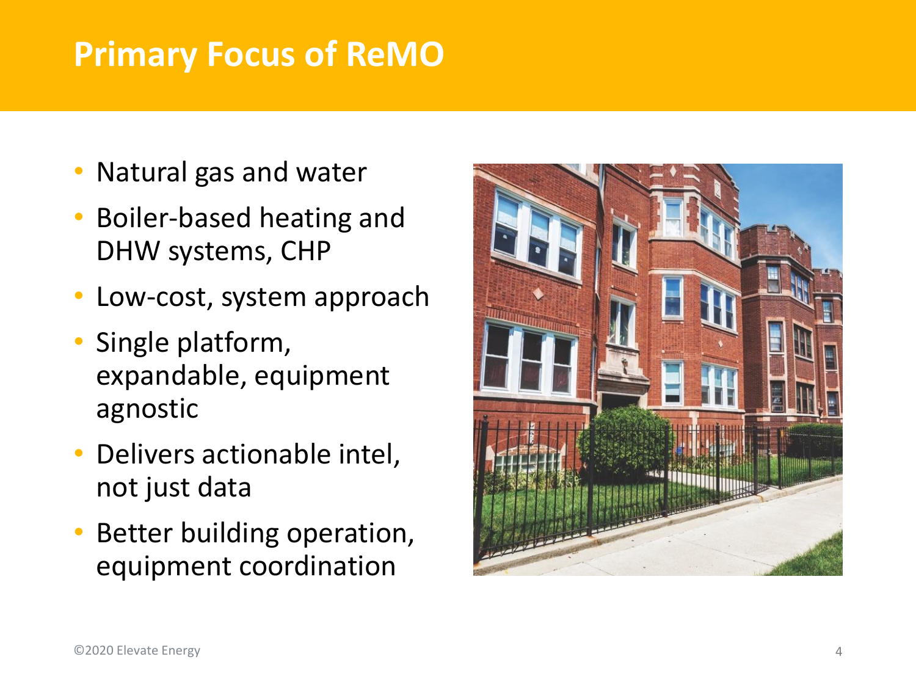# Primary Focus of ReMO

- Natural gas and water
- Boiler-based heating and DHW systems, CHP
- Low-cost, system approach
- Single platform, expandable, equipment agnostic
- Delivers actionable intel, not just data
- Better building operation, equipment coordination

©2020 Elevate Energy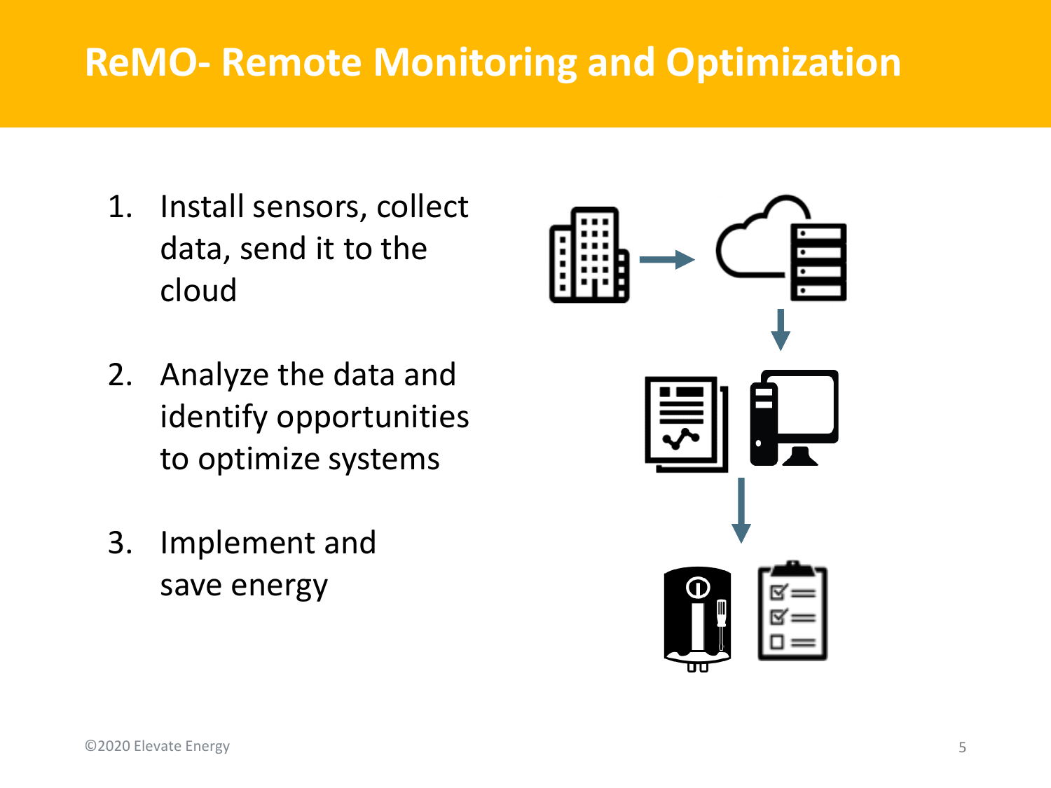# ReMO- Remote Monitoring and Optimization

1. Install sensors, collect data, send it to the cloud

2. Analyze the data and identify opportunities to optimize systems

3. Implement and save energy

©2020 Elevate Energy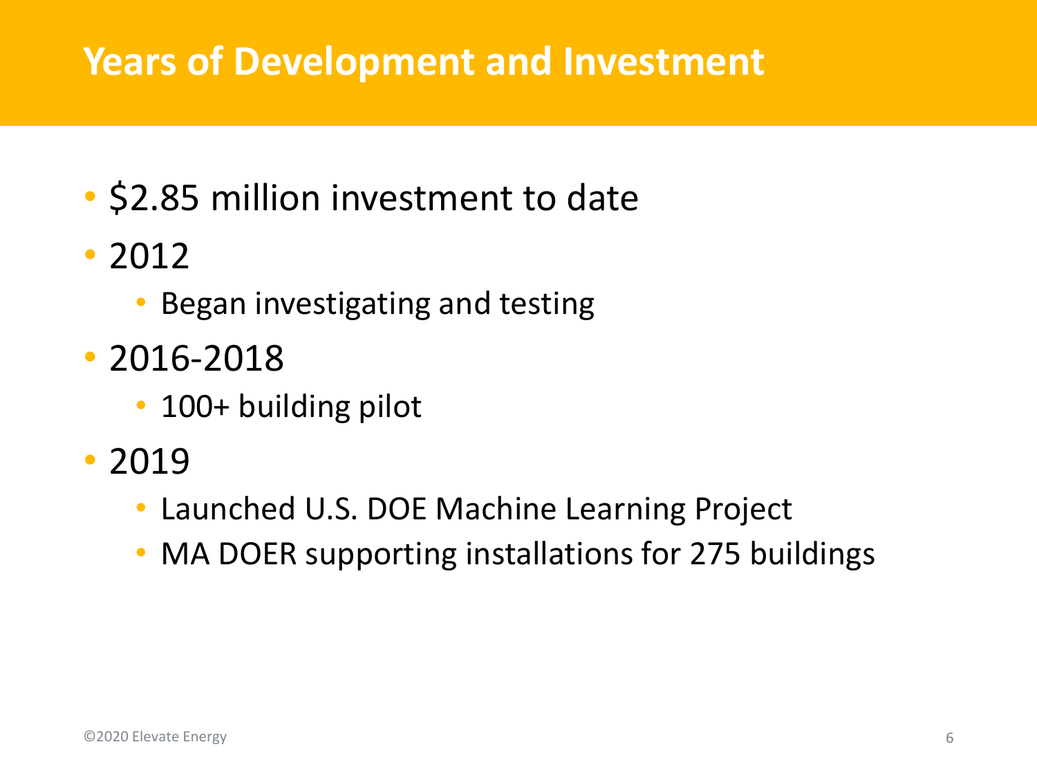# Years of Development and Investment

- $2.85 million investment to date
- 2012
  - Began investigating and testing
- 2016-2018
  - 100+ building pilot
- 2019
  - Launched U.S. DOE Machine Learning Project
  - MA DOER supporting installations for 275 buildings

©2020 Elevate Energy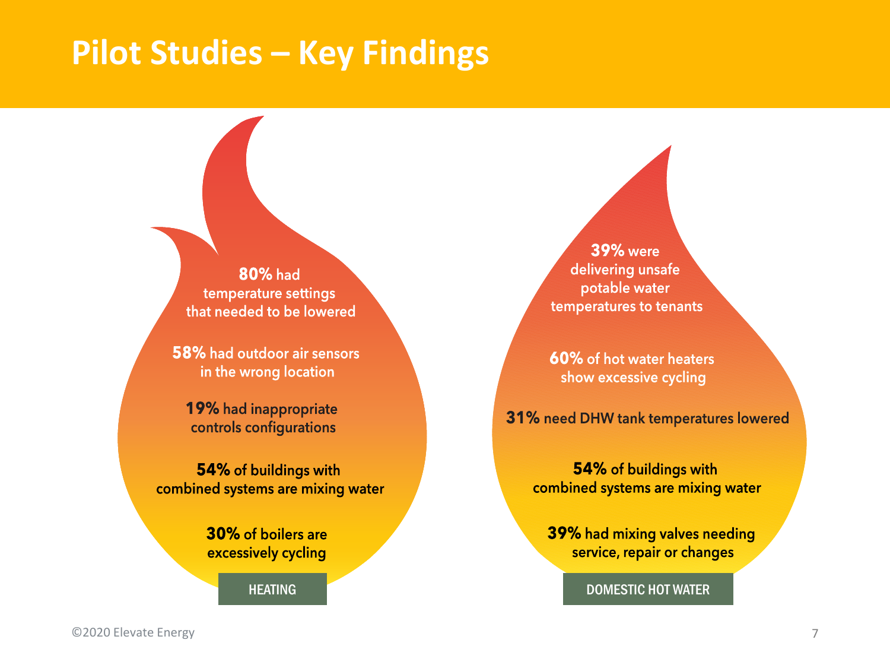# Pilot Studies – Key Findings

## HEATING

**80%** had temperature settings that needed to be lowered

**58%** had outdoor air sensors in the wrong location

**19%** had inappropriate controls configurations

**54%** of buildings with combined systems are mixing water

**30%** of boilers are excessively cycling

## DOMESTIC HOT WATER

**39%** were delivering unsafe potable water temperatures to tenants

**60%** of hot water heaters show excessive cycling

**31%** need DHW tank temperatures lowered

**54%** of buildings with combined systems are mixing water

**39%** had mixing valves needing service, repair or changes

©2020 Elevate Energy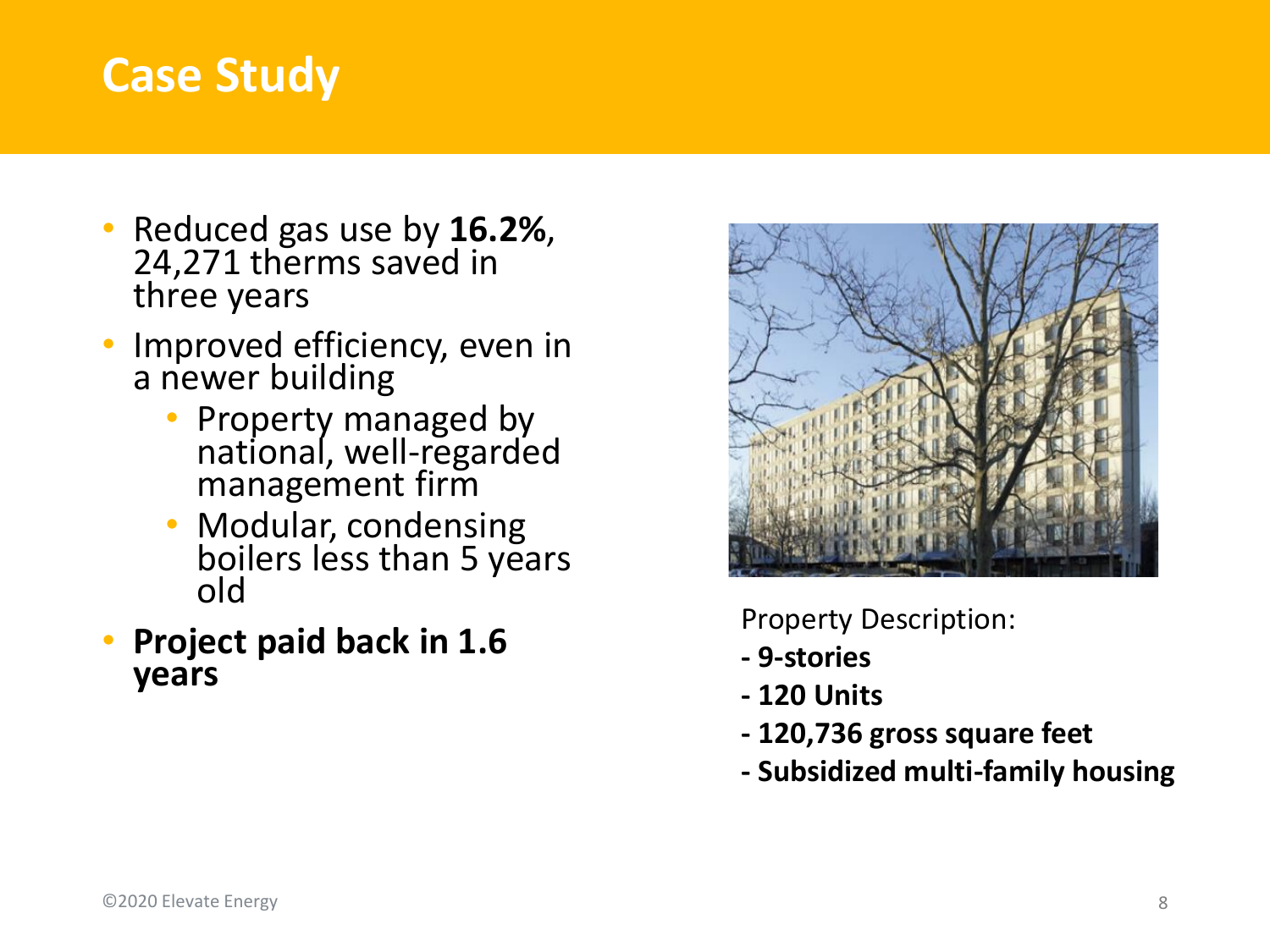# Case Study

- Reduced gas use by **16.2%**, 24,271 therms saved in three years
- Improved efficiency, even in a newer building
  - Property managed by national, well-regarded management firm
  - Modular, condensing boilers less than 5 years old
- **Project paid back in 1.6 years**

Property Description:

**- 9-stories**

**- 120 Units**

**- 120,736 gross square feet**

**- Subsidized multi-family housing**

©2020 Elevate Energy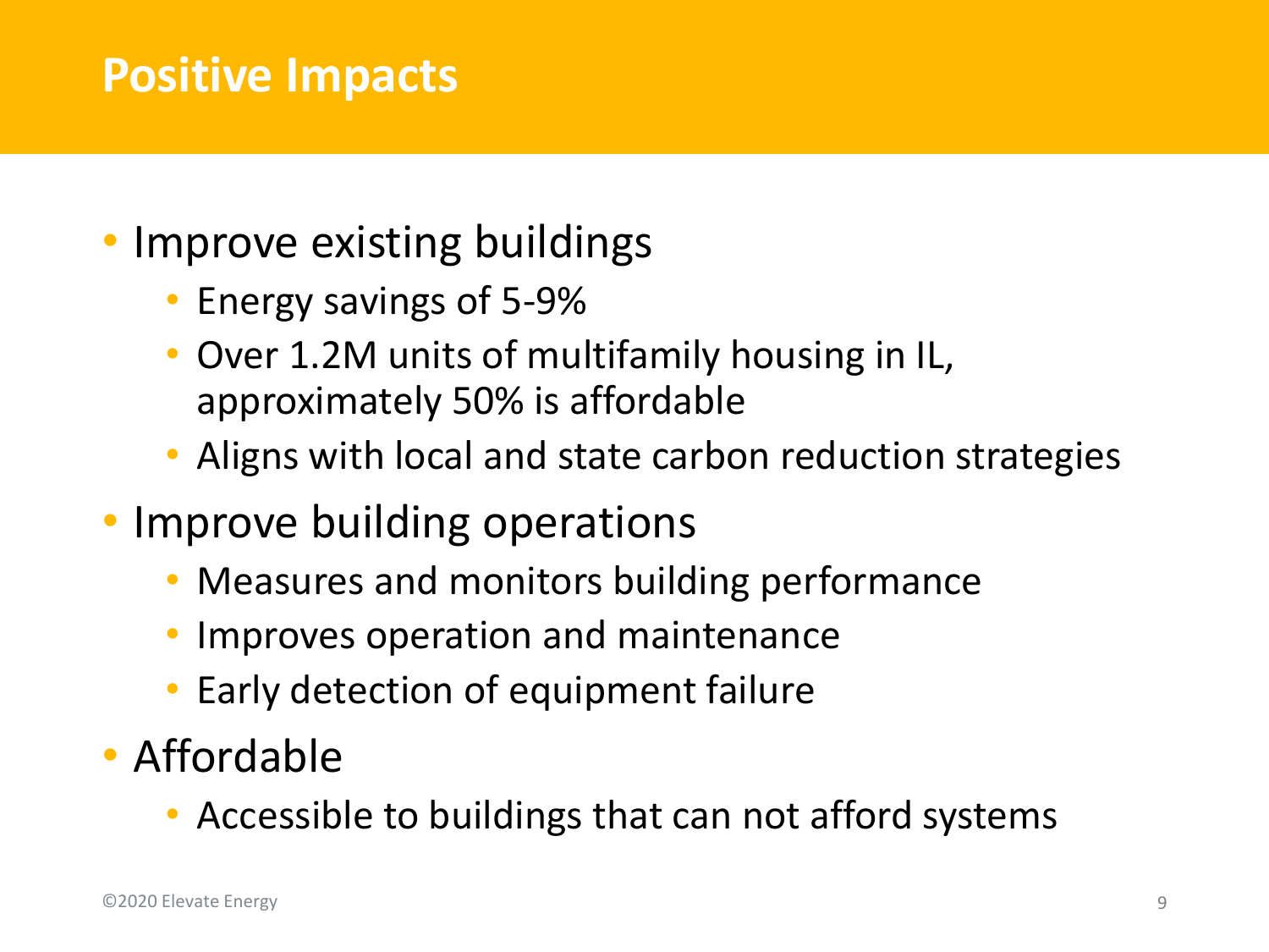# Positive Impacts

- Improve existing buildings
  - Energy savings of 5-9%
  - Over 1.2M units of multifamily housing in IL, approximately 50% is affordable
  - Aligns with local and state carbon reduction strategies
- Improve building operations
  - Measures and monitors building performance
  - Improves operation and maintenance
  - Early detection of equipment failure
- Affordable
  - Accessible to buildings that can not afford systems

©2020 Elevate Energy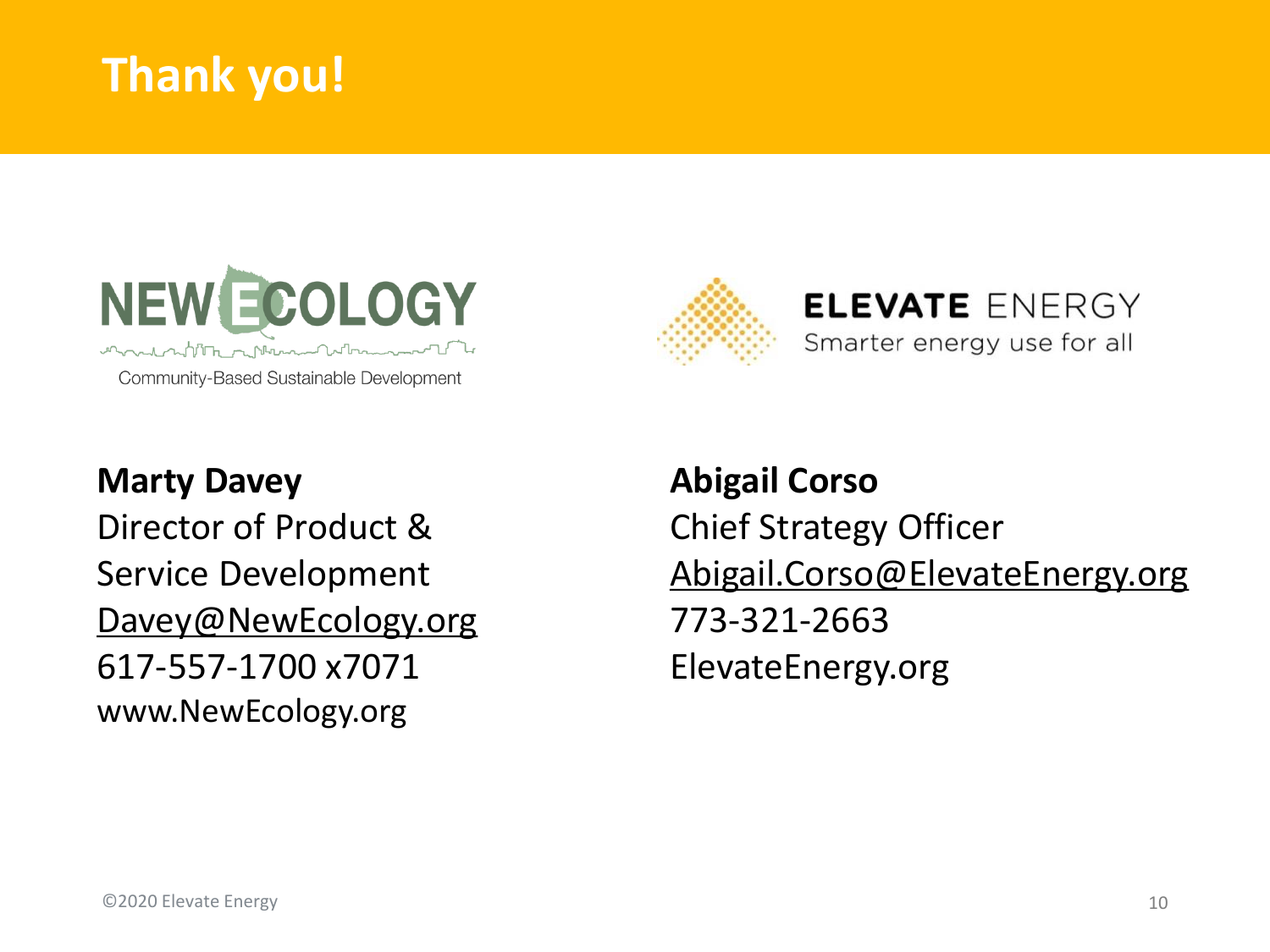# Thank you!

NEW ECOLOGY

Community-Based Sustainable Development

ELEVATE ENERGY

Smarter energy use for all

**Marty Davey**
Director of Product & Service Development
Davey@NewEcology.org
617-557-1700 x7071
www.NewEcology.org

**Abigail Corso**
Chief Strategy Officer
Abigail.Corso@ElevateEnergy.org
773-321-2663
ElevateEnergy.org

©2020 Elevate Energy